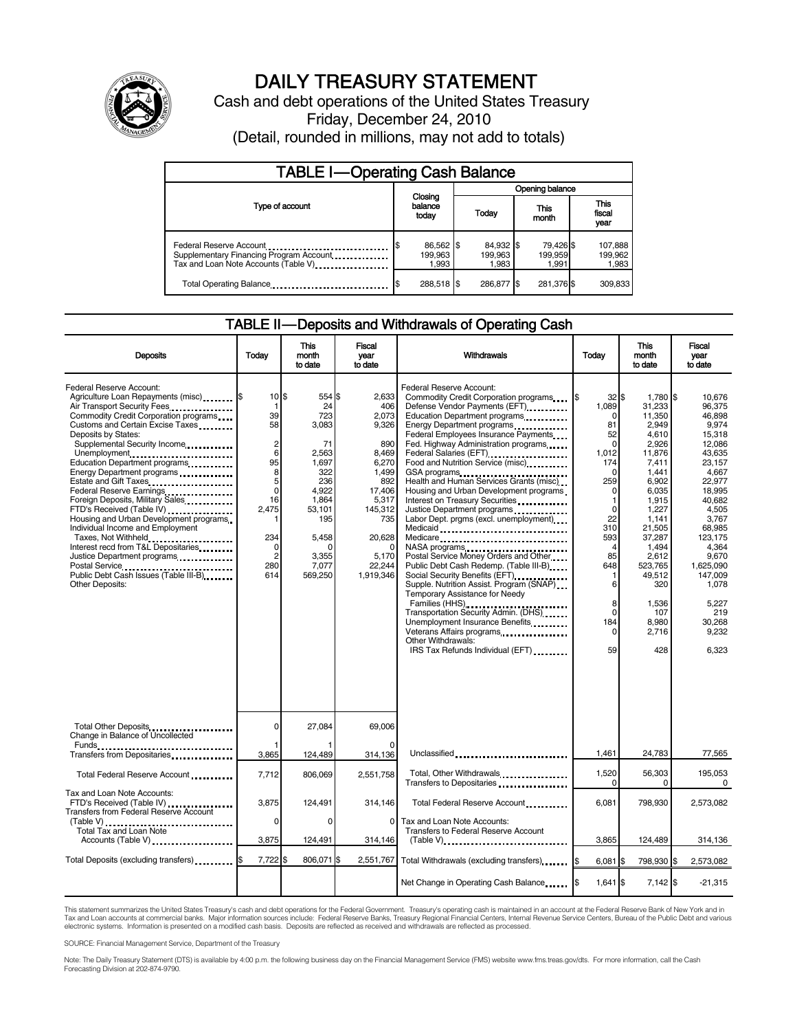# DAILY TREASURY STATEMENT

Cash and debt operations of the United States Treasury

Friday, December 24, 2010

(Detail, rounded in millions, may not add to totals)

## TABLE I—Operating Cash Balance

| Type of account | Closing balance today | Opening balance Today | Opening balance This month | Opening balance This fiscal year |
|---|---|---|---|---|
| Federal Reserve Account | $ 86,562 | $ 84,932 | $ 79,426 | $ 107,888 |
| Supplementary Financing Program Account | 199,963 | 199,963 | 199,959 | 199,962 |
| Tax and Loan Note Accounts (Table V) | 1,993 | 1,983 | 1,991 | 1,983 |
| Total Operating Balance | $ 288,518 | $ 286,877 | $ 281,376 | $ 309,833 |

## TABLE II—Deposits and Withdrawals of Operating Cash

| Deposits | Today | This month to date | Fiscal year to date |
|---|---|---|---|
| Federal Reserve Account: | | | |
| Agriculture Loan Repayments (misc) | $ 10 | $ 554 | $ 2,633 |
| Air Transport Security Fees | 1 | 24 | 406 |
| Commodity Credit Corporation programs | 39 | 723 | 2,073 |
| Customs and Certain Excise Taxes | 58 | 3,083 | 9,326 |
| Deposits by States: | | | |
| Supplemental Security Income | 2 | 71 | 890 |
| Unemployment | 6 | 2,563 | 8,469 |
| Education Department programs | 95 | 1,697 | 6,270 |
| Energy Department programs | 8 | 322 | 1,499 |
| Estate and Gift Taxes | 5 | 236 | 892 |
| Federal Reserve Earnings | 0 | 4,922 | 17,406 |
| Foreign Deposits, Military Sales | 16 | 1,864 | 5,317 |
| FTD's Received (Table IV) | 2,475 | 53,101 | 145,312 |
| Housing and Urban Development programs | 1 | 195 | 735 |
| Individual Income and Employment Taxes, Not Withheld | 234 | 5,458 | 20,628 |
| Interest recd from T&L Depositaries | 0 | 0 | 0 |
| Justice Department programs | 2 | 3,355 | 5,170 |
| Postal Service | 280 | 7,077 | 22,244 |
| Public Debt Cash Issues (Table III-B) | 614 | 569,250 | 1,919,346 |
| Other Deposits: | | | |
| Total Other Deposits | 0 | 27,084 | 69,006 |
| Change in Balance of Uncollected Funds | 1 | 1 | 0 |
| Transfers from Depositaries | 3,865 | 124,489 | 314,136 |
| Total Federal Reserve Account | 7,712 | 806,069 | 2,551,758 |
| Tax and Loan Note Accounts: | | | |
| FTD's Received (Table IV) | 3,875 | 124,491 | 314,146 |
| Transfers from Federal Reserve Account (Table V) | 0 | 0 | 0 |
| Total Tax and Loan Note Accounts (Table V) | 3,875 | 124,491 | 314,146 |
| Total Deposits (excluding transfers) | $ 7,722 | $ 806,071 | $ 2,551,767 |

| Withdrawals | Today | This month to date | Fiscal year to date |
|---|---|---|---|
| Federal Reserve Account: | | | |
| Commodity Credit Corporation programs | $ 32 | $ 1,780 | $ 10,676 |
| Defense Vendor Payments (EFT) | 1,089 | 31,233 | 96,375 |
| Education Department programs | 0 | 11,350 | 46,898 |
| Energy Department programs | 81 | 2,949 | 9,974 |
| Federal Employees Insurance Payments | 52 | 4,610 | 15,318 |
| Fed. Highway Administration programs | 0 | 2,926 | 12,086 |
| Federal Salaries (EFT) | 1,012 | 11,876 | 43,635 |
| Food and Nutrition Service (misc) | 174 | 7,411 | 23,157 |
| GSA programs | 0 | 1,441 | 4,667 |
| Health and Human Services Grants (misc) | 259 | 6,902 | 22,977 |
| Housing and Urban Development programs | 0 | 6,035 | 18,995 |
| Interest on Treasury Securities | 1 | 1,915 | 40,682 |
| Justice Department programs | 0 | 1,227 | 4,505 |
| Labor Dept. prgms (excl. unemployment) | 22 | 1,141 | 3,767 |
| Medicaid | 310 | 21,505 | 68,985 |
| Medicare | 593 | 37,287 | 123,175 |
| NASA programs | 4 | 1,494 | 4,364 |
| Postal Service Money Orders and Other | 85 | 2,612 | 9,670 |
| Public Debt Cash Redemp. (Table III-B) | 648 | 523,765 | 1,625,090 |
| Social Security Benefits (EFT) | 1 | 49,512 | 147,009 |
| Supple. Nutrition Assist. Program (SNAP) | 6 | 320 | 1,078 |
| Temporary Assistance for Needy Families (HHS) | 8 | 1,536 | 5,227 |
| Transportation Security Admin. (DHS) | 0 | 107 | 219 |
| Unemployment Insurance Benefits | 184 | 8,980 | 30,268 |
| Veterans Affairs programs | 0 | 2,716 | 9,232 |
| Other Withdrawals: | | | |
| IRS Tax Refunds Individual (EFT) | 59 | 428 | 6,323 |
| Unclassified | 1,461 | 24,783 | 77,565 |
| Total, Other Withdrawals | 1,520 | 56,303 | 195,053 |
| Transfers to Depositaries | 0 | 0 | 0 |
| Total Federal Reserve Account | 6,081 | 798,930 | 2,573,082 |
| Tax and Loan Note Accounts: | | | |
| Transfers to Federal Reserve Account (Table V) | 3,865 | 124,489 | 314,136 |
| Total Withdrawals (excluding transfers) | $ 6,081 | $ 798,930 | $ 2,573,082 |
| Net Change in Operating Cash Balance | $ 1,641 | $ 7,142 | $ -21,315 |

This statement summarizes the United States Treasury's cash and debt operations for the Federal Government. Treasury's operating cash is maintained in an account at the Federal Reserve Bank of New York and in Tax and Loan accounts at commercial banks. Major information sources include: Federal Reserve Banks, Treasury Regional Financial Centers, Internal Revenue Service Centers, Bureau of the Public Debt and various electronic systems. Information is presented on a modified cash basis. Deposits are reflected as received and withdrawals are reflected as processed.

SOURCE: Financial Management Service, Department of the Treasury

Note: The Daily Treasury Statement (DTS) is available by 4:00 p.m. the following business day on the Financial Management Service (FMS) website www.fms.treas.gov/dts. For more information, call the Cash Forecasting Division at 202-874-9790.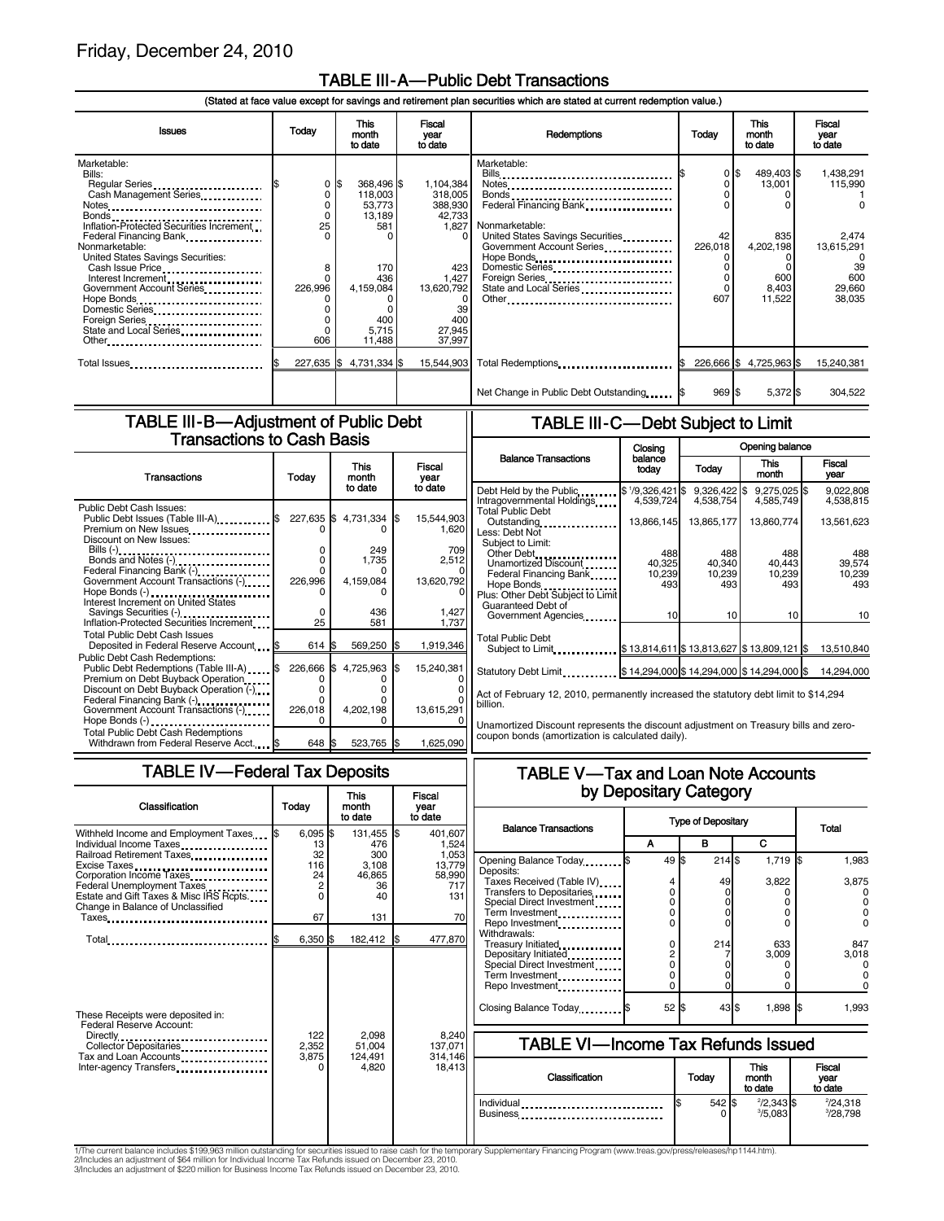Friday, December 24, 2010

## TABLE III-A—Public Debt Transactions

(Stated at face value except for savings and retirement plan securities which are stated at current redemption value.)

| Issues | Today | This month to date | Fiscal year to date |
|---|---|---|---|
| Marketable: | | | |
| Bills: | | | |
| Regular Series | $ 0 | $ 368,496 | $ 1,104,384 |
| Cash Management Series | 0 | 118,003 | 318,005 |
| Notes | 0 | 53,773 | 388,930 |
| Bonds | 0 | 13,189 | 42,733 |
| Inflation-Protected Securities Increment | 25 | 581 | 1,827 |
| Federal Financing Bank | 0 | 0 | 0 |
| Nonmarketable: | | | |
| United States Savings Securities: | | | |
| Cash Issue Price | 8 | 170 | 423 |
| Interest Increment | 0 | 436 | 1,427 |
| Government Account Series | 226,996 | 4,159,084 | 13,620,792 |
| Hope Bonds | 0 | 0 | 0 |
| Domestic Series | 0 | 0 | 39 |
| Foreign Series | 0 | 400 | 400 |
| State and Local Series | 0 | 5,715 | 27,945 |
| Other | 606 | 11,488 | 37,997 |
| Total Issues | $ 227,635 | $ 4,731,334 | $ 15,544,903 |

| Redemptions | Today | This month to date | Fiscal year to date |
|---|---|---|---|
| Marketable: | | | |
| Bills | $ 0 | $ 489,403 | $ 1,438,291 |
| Notes | 0 | 13,001 | 115,990 |
| Bonds | 0 | 0 | 1 |
| Federal Financing Bank | 0 | 0 | 0 |
| Nonmarketable: | | | |
| United States Savings Securities | 42 | 835 | 2,474 |
| Government Account Series | 226,018 | 4,202,198 | 13,615,291 |
| Hope Bonds | 0 | 0 | 0 |
| Domestic Series | 0 | 0 | 39 |
| Foreign Series | 0 | 600 | 600 |
| State and Local Series | 0 | 8,403 | 29,660 |
| Other | 607 | 11,522 | 38,035 |
| Total Redemptions | $ 226,666 | $ 4,725,963 | $ 15,240,381 |
| Net Change in Public Debt Outstanding | $ 969 | $ 5,372 | $ 304,522 |

## TABLE III-B—Adjustment of Public Debt Transactions to Cash Basis

| Transactions | Today | This month to date | Fiscal year to date |
|---|---|---|---|
| Public Debt Cash Issues: | | | |
| Public Debt Issues (Table III-A) | $ 227,635 | $ 4,731,334 | $ 15,544,903 |
| Premium on New Issues | 0 | 0 | 1,620 |
| Discount on New Issues: | | | |
| Bills (-) | 0 | 249 | 709 |
| Bonds and Notes (-) | 0 | 1,735 | 2,512 |
| Federal Financing Bank (-) | 0 | 0 | 0 |
| Government Account Transactions (-) | 226,996 | 4,159,084 | 13,620,792 |
| Hope Bonds (-) | 0 | 0 | 0 |
| Interest Increment on United States Savings Securities (-) | 0 | 436 | 1,427 |
| Inflation-Protected Securities Increment | 25 | 581 | 1,737 |
| Total Public Debt Cash Issues Deposited in Federal Reserve Account | $ 614 | $ 569,250 | $ 1,919,346 |
| Public Debt Cash Redemptions: | | | |
| Public Debt Redemptions (Table III-A) | $ 226,666 | $ 4,725,963 | $ 15,240,381 |
| Premium on Debt Buyback Operation | 0 | 0 | 0 |
| Discount on Debt Buyback Operation (-) | 0 | 0 | 0 |
| Federal Financing Bank (-) | 0 | 0 | 0 |
| Government Account Transactions (-) | 226,018 | 4,202,198 | 13,615,291 |
| Hope Bonds (-) | 0 | 0 | 0 |
| Total Public Debt Cash Redemptions Withdrawn from Federal Reserve Acct. | $ 648 | $ 523,765 | $ 1,625,090 |

## TABLE III-C—Debt Subject to Limit

| Balance Transactions | Closing balance today | Opening balance Today | Opening balance This month | Opening balance Fiscal year |
|---|---|---|---|---|
| Debt Held by the Public | $ [1]9,326,421 | $ 9,326,422 | $ 9,275,025 | $ 9,022,808 |
| Intragovernmental Holdings | 4,539,724 | 4,538,754 | 4,585,749 | 4,538,815 |
| Total Public Debt Outstanding | 13,866,145 | 13,865,177 | 13,860,774 | 13,561,623 |
| Less: Debt Not Subject to Limit: | | | | |
| Other Debt | 488 | 488 | 488 | 488 |
| Unamortized Discount | 40,325 | 40,340 | 40,443 | 39,574 |
| Federal Financing Bank | 10,239 | 10,239 | 10,239 | 10,239 |
| Hope Bonds | 493 | 493 | 493 | 493 |
| Plus: Other Debt Subject to Limit Guaranteed Debt of Government Agencies | 10 | 10 | 10 | 10 |
| Total Public Debt Subject to Limit | $ 13,814,611 | $ 13,813,627 | $ 13,809,121 | $ 13,510,840 |
| Statutory Debt Limit | $ 14,294,000 | $ 14,294,000 | $ 14,294,000 | $ 14,294,000 |

Act of February 12, 2010, permanently increased the statutory debt limit to $14,294 billion.

Unamortized Discount represents the discount adjustment on Treasury bills and zero-coupon bonds (amortization is calculated daily).

## TABLE IV—Federal Tax Deposits

| Classification | Today | This month to date | Fiscal year to date |
|---|---|---|---|
| Withheld Income and Employment Taxes | $ 6,095 | $ 131,455 | $ 401,607 |
| Individual Income Taxes | 13 | 476 | 1,524 |
| Railroad Retirement Taxes | 32 | 300 | 1,053 |
| Excise Taxes | 116 | 3,108 | 13,779 |
| Corporation Income Taxes | 24 | 46,865 | 58,990 |
| Federal Unemployment Taxes | 2 | 36 | 717 |
| Estate and Gift Taxes & Misc IRS Rcpts. | 0 | 40 | 131 |
| Change in Balance of Unclassified Taxes | 67 | 131 | 70 |
| Total | $ 6,350 | $ 182,412 | $ 477,870 |
| These Receipts were deposited in: | | | |
| Federal Reserve Account: | | | |
| Directly | 122 | 2,098 | 8,240 |
| Collector Depositaries | 2,352 | 51,004 | 137,071 |
| Tax and Loan Accounts | 3,875 | 124,491 | 314,146 |
| Inter-agency Transfers | 0 | 4,820 | 18,413 |

## TABLE V—Tax and Loan Note Accounts by Depositary Category

| Balance Transactions | Type of Depositary A | Type of Depositary B | Type of Depositary C | Total |
|---|---|---|---|---|
| Opening Balance Today | $ 49 | $ 214 | $ 1,719 | $ 1,983 |
| Deposits: | | | | |
| Taxes Received (Table IV) | 4 | 49 | 3,822 | 3,875 |
| Transfers to Depositaries | 0 | 0 | 0 | 0 |
| Special Direct Investment | 0 | 0 | 0 | 0 |
| Term Investment | 0 | 0 | 0 | 0 |
| Repo Investment | 0 | 0 | 0 | 0 |
| Withdrawals: | | | | |
| Treasury Initiated | 0 | 214 | 633 | 847 |
| Depositary Initiated | 2 | 7 | 3,009 | 3,018 |
| Special Direct Investment | 0 | 0 | 0 | 0 |
| Term Investment | 0 | 0 | 0 | 0 |
| Repo Investment | 0 | 0 | 0 | 0 |
| Closing Balance Today | $ 52 | $ 43 | $ 1,898 | $ 1,993 |

## TABLE VI—Income Tax Refunds Issued

| Classification | Today | This month to date | Fiscal year to date |
|---|---|---|---|
| Individual | $ 542 | $ [2]2,343 | $ [2]24,318 |
| Business | 0 | [3]5,083 | [3]28,798 |

1/The current balance includes $199,963 million outstanding for securities issued to raise cash for the temporary Supplementary Financing Program (www.treas.gov/press/releases/hp1144.htm).
2/Includes an adjustment of $64 million for Individual Income Tax Refunds issued on December 23, 2010.
3/Includes an adjustment of $220 million for Business Income Tax Refunds issued on December 23, 2010.